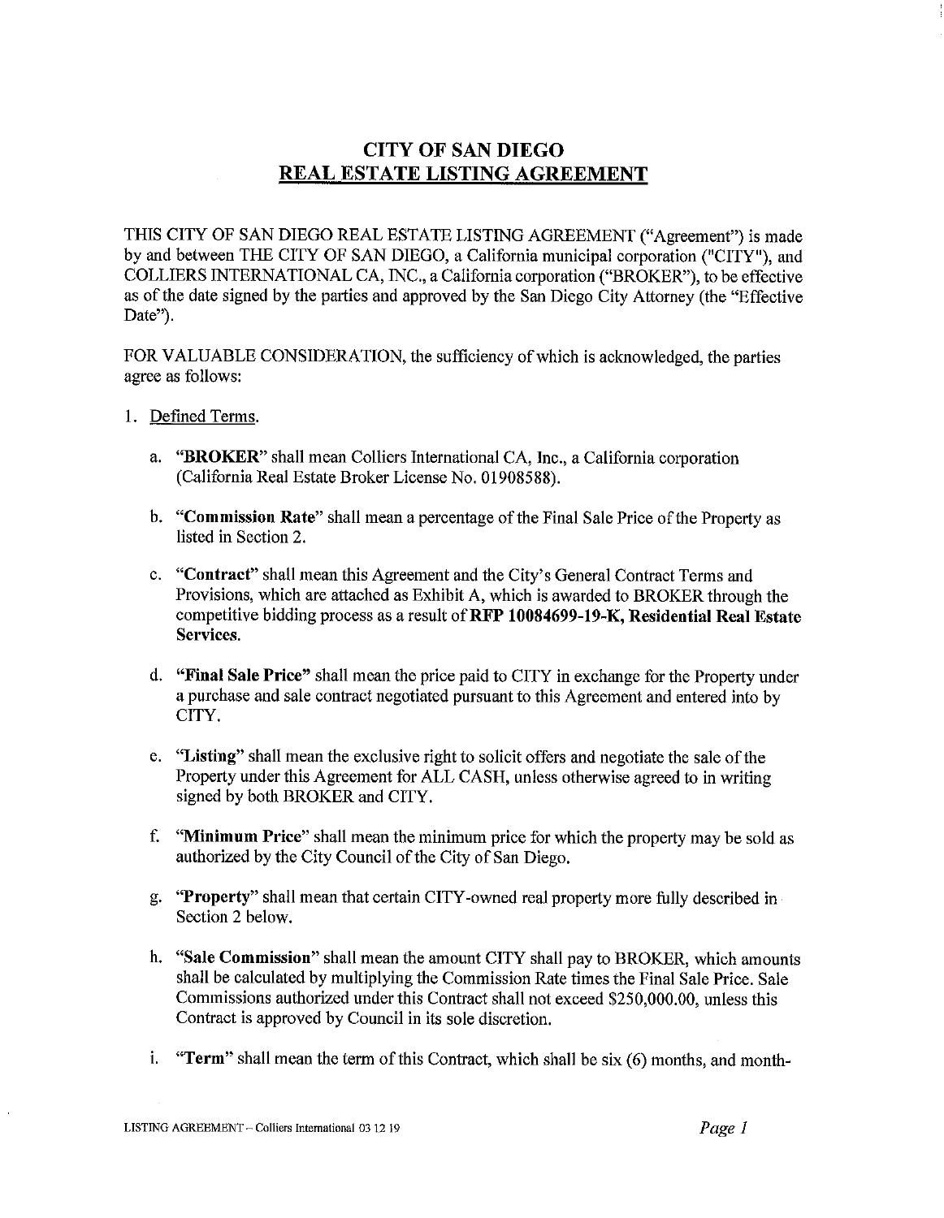# CITY OF SAN DIEGO
## REAL ESTATE LISTING AGREEMENT

THIS CITY OF SAN DIEGO REAL ESTATE LISTING AGREEMENT ("Agreement") is made by and between THE CITY OF SAN DIEGO, a California municipal corporation ("CITY"), and COLLIERS INTERNATIONAL CA, INC., a California corporation ("BROKER"), to be effective as of the date signed by the parties and approved by the San Diego City Attorney (the "Effective Date").

FOR VALUABLE CONSIDERATION, the sufficiency of which is acknowledged, the parties agree as follows:

1. Defined Terms.

   a. **"BROKER"** shall mean Colliers International CA, Inc., a California corporation (California Real Estate Broker License No. 01908588).

   b. **"Commission Rate"** shall mean a percentage of the Final Sale Price of the Property as listed in Section 2.

   c. **"Contract"** shall mean this Agreement and the City's General Contract Terms and Provisions, which are attached as Exhibit A, which is awarded to BROKER through the competitive bidding process as a result of **RFP 10084699-19-K, Residential Real Estate Services.**

   d. **"Final Sale Price"** shall mean the price paid to CITY in exchange for the Property under a purchase and sale contract negotiated pursuant to this Agreement and entered into by CITY.

   e. **"Listing"** shall mean the exclusive right to solicit offers and negotiate the sale of the Property under this Agreement for ALL CASH, unless otherwise agreed to in writing signed by both BROKER and CITY.

   f. **"Minimum Price"** shall mean the minimum price for which the property may be sold as authorized by the City Council of the City of San Diego.

   g. **"Property"** shall mean that certain CITY-owned real property more fully described in Section 2 below.

   h. **"Sale Commission"** shall mean the amount CITY shall pay to BROKER, which amounts shall be calculated by multiplying the Commission Rate times the Final Sale Price. Sale Commissions authorized under this Contract shall not exceed $250,000.00, unless this Contract is approved by Council in its sole discretion.

   i. **"Term"** shall mean the term of this Contract, which shall be six (6) months, and month-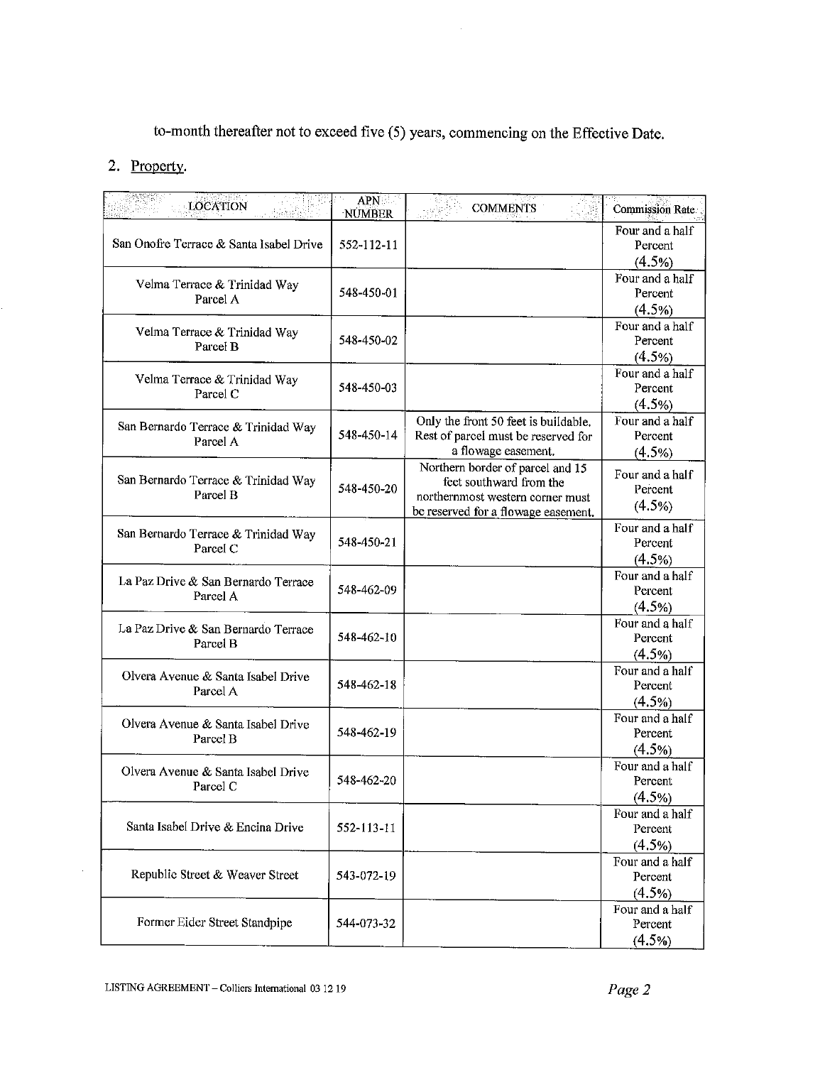to-month thereafter not to exceed five (5) years, commencing on the Effective Date.

2. Property.

| LOCATION | APN NUMBER | COMMENTS | Commission Rate |
| --- | --- | --- | --- |
| San Onofre Terrace & Santa Isabel Drive | 552-112-11 | | Four and a half Percent (4.5%) |
| Velma Terrace & Trinidad Way Parcel A | 548-450-01 | | Four and a half Percent (4.5%) |
| Velma Terrace & Trinidad Way Parcel B | 548-450-02 | | Four and a half Percent (4.5%) |
| Velma Terrace & Trinidad Way Parcel C | 548-450-03 | | Four and a half Percent (4.5%) |
| San Bernardo Terrace & Trinidad Way Parcel A | 548-450-14 | Only the front 50 feet is buildable. Rest of parcel must be reserved for a flowage easement. | Four and a half Percent (4.5%) |
| San Bernardo Terrace & Trinidad Way Parcel B | 548-450-20 | Northern border of parcel and 15 feet southward from the northernmost western corner must be reserved for a flowage easement. | Four and a half Percent (4.5%) |
| San Bernardo Terrace & Trinidad Way Parcel C | 548-450-21 | | Four and a half Percent (4.5%) |
| La Paz Drive & San Bernardo Terrace Parcel A | 548-462-09 | | Four and a half Percent (4.5%) |
| La Paz Drive & San Bernardo Terrace Parcel B | 548-462-10 | | Four and a half Percent (4.5%) |
| Olvera Avenue & Santa Isabel Drive Parcel A | 548-462-18 | | Four and a half Percent (4.5%) |
| Olvera Avenue & Santa Isabel Drive Parcel B | 548-462-19 | | Four and a half Percent (4.5%) |
| Olvera Avenue & Santa Isabel Drive Parcel C | 548-462-20 | | Four and a half Percent (4.5%) |
| Santa Isabel Drive & Encina Drive | 552-113-11 | | Four and a half Percent (4.5%) |
| Republic Street & Weaver Street | 543-072-19 | | Four and a half Percent (4.5%) |
| Former Eider Street Standpipe | 544-073-32 | | Four and a half Percent (4.5%) |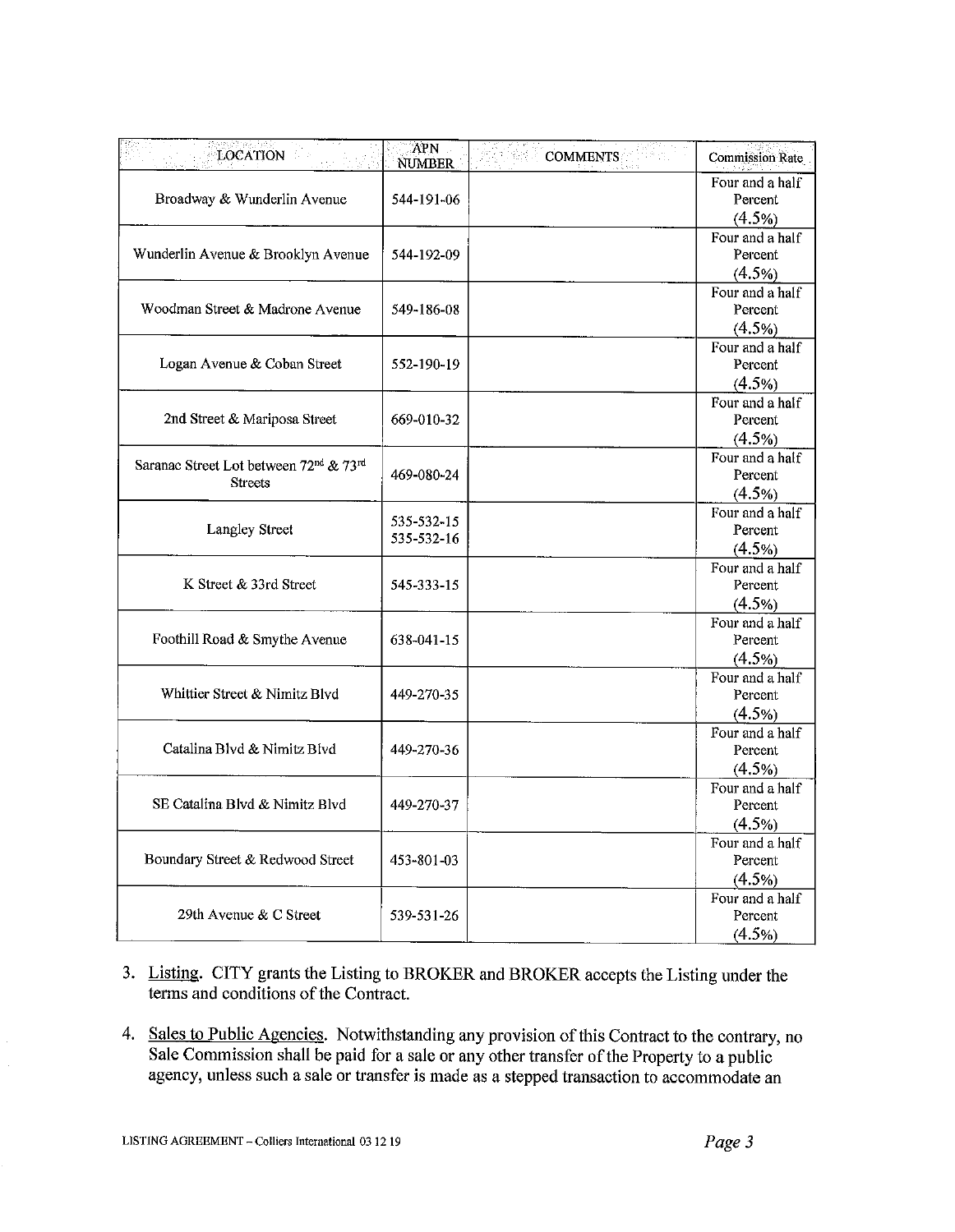| LOCATION | APN NUMBER | COMMENTS | Commission Rate |
|---|---|---|---|
| Broadway & Wunderlin Avenue | 544-191-06 | | Four and a half Percent (4.5%) |
| Wunderlin Avenue & Brooklyn Avenue | 544-192-09 | | Four and a half Percent (4.5%) |
| Woodman Street & Madrone Avenue | 549-186-08 | | Four and a half Percent (4.5%) |
| Logan Avenue & Coban Street | 552-190-19 | | Four and a half Percent (4.5%) |
| 2nd Street & Mariposa Street | 669-010-32 | | Four and a half Percent (4.5%) |
| Saranac Street Lot between 72nd & 73rd Streets | 469-080-24 | | Four and a half Percent (4.5%) |
| Langley Street | 535-532-15<br>535-532-16 | | Four and a half Percent (4.5%) |
| K Street & 33rd Street | 545-333-15 | | Four and a half Percent (4.5%) |
| Foothill Road & Smythe Avenue | 638-041-15 | | Four and a half Percent (4.5%) |
| Whittier Street & Nimitz Blvd | 449-270-35 | | Four and a half Percent (4.5%) |
| Catalina Blvd & Nimitz Blvd | 449-270-36 | | Four and a half Percent (4.5%) |
| SE Catalina Blvd & Nimitz Blvd | 449-270-37 | | Four and a half Percent (4.5%) |
| Boundary Street & Redwood Street | 453-801-03 | | Four and a half Percent (4.5%) |
| 29th Avenue & C Street | 539-531-26 | | Four and a half Percent (4.5%) |

3. Listing. CITY grants the Listing to BROKER and BROKER accepts the Listing under the terms and conditions of the Contract.

4. Sales to Public Agencies. Notwithstanding any provision of this Contract to the contrary, no Sale Commission shall be paid for a sale or any other transfer of the Property to a public agency, unless such a sale or transfer is made as a stepped transaction to accommodate an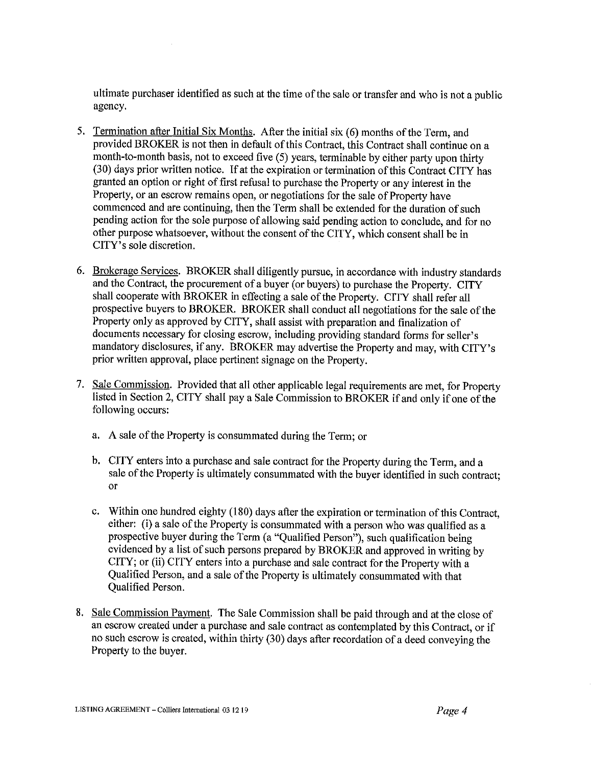ultimate purchaser identified as such at the time of the sale or transfer and who is not a public agency.

5. Termination after Initial Six Months. After the initial six (6) months of the Term, and provided BROKER is not then in default of this Contract, this Contract shall continue on a month-to-month basis, not to exceed five (5) years, terminable by either party upon thirty (30) days prior written notice. If at the expiration or termination of this Contract CITY has granted an option or right of first refusal to purchase the Property or any interest in the Property, or an escrow remains open, or negotiations for the sale of Property have commenced and are continuing, then the Term shall be extended for the duration of such pending action for the sole purpose of allowing said pending action to conclude, and for no other purpose whatsoever, without the consent of the CITY, which consent shall be in CITY's sole discretion.

6. Brokerage Services. BROKER shall diligently pursue, in accordance with industry standards and the Contract, the procurement of a buyer (or buyers) to purchase the Property. CITY shall cooperate with BROKER in effecting a sale of the Property. CITY shall refer all prospective buyers to BROKER. BROKER shall conduct all negotiations for the sale of the Property only as approved by CITY, shall assist with preparation and finalization of documents necessary for closing escrow, including providing standard forms for seller's mandatory disclosures, if any. BROKER may advertise the Property and may, with CITY's prior written approval, place pertinent signage on the Property.

7. Sale Commission. Provided that all other applicable legal requirements are met, for Property listed in Section 2, CITY shall pay a Sale Commission to BROKER if and only if one of the following occurs:

   a. A sale of the Property is consummated during the Term; or

   b. CITY enters into a purchase and sale contract for the Property during the Term, and a sale of the Property is ultimately consummated with the buyer identified in such contract; or

   c. Within one hundred eighty (180) days after the expiration or termination of this Contract, either: (i) a sale of the Property is consummated with a person who was qualified as a prospective buyer during the Term (a "Qualified Person"), such qualification being evidenced by a list of such persons prepared by BROKER and approved in writing by CITY; or (ii) CITY enters into a purchase and sale contract for the Property with a Qualified Person, and a sale of the Property is ultimately consummated with that Qualified Person.

8. Sale Commission Payment. The Sale Commission shall be paid through and at the close of an escrow created under a purchase and sale contract as contemplated by this Contract, or if no such escrow is created, within thirty (30) days after recordation of a deed conveying the Property to the buyer.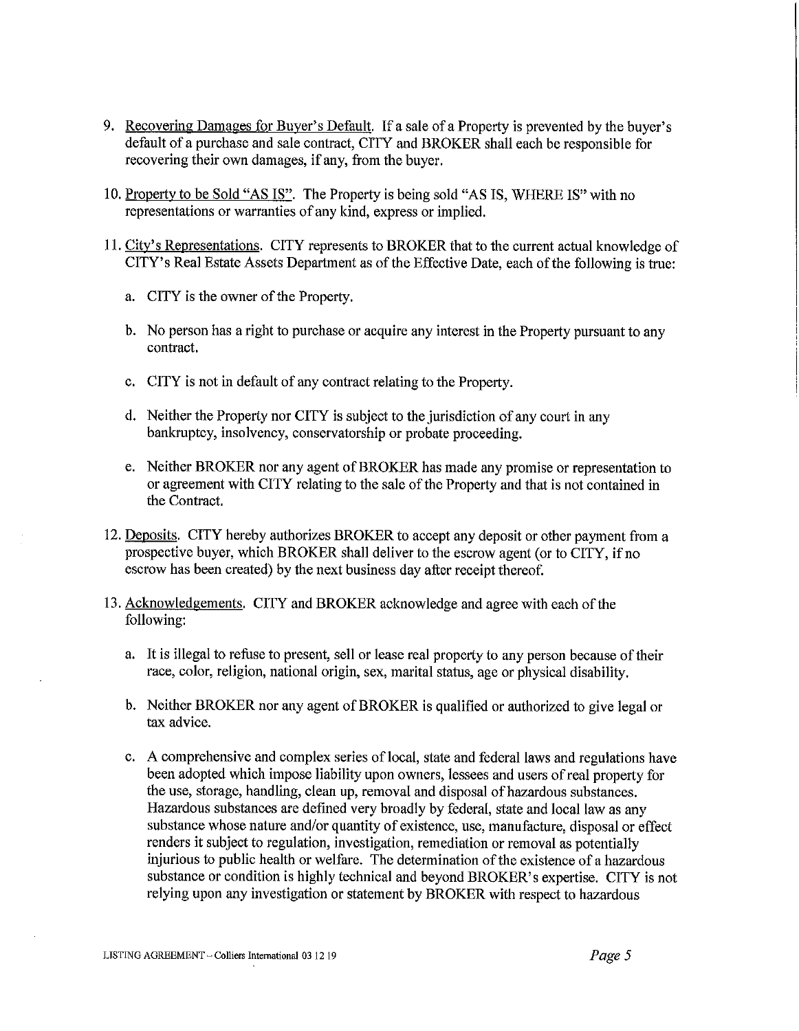9. <u>Recovering Damages for Buyer's Default</u>. If a sale of a Property is prevented by the buyer's default of a purchase and sale contract, CITY and BROKER shall each be responsible for recovering their own damages, if any, from the buyer.

10. <u>Property to be Sold "AS IS"</u>. The Property is being sold "AS IS, WHERE IS" with no representations or warranties of any kind, express or implied.

11. <u>City's Representations</u>. CITY represents to BROKER that to the current actual knowledge of CITY's Real Estate Assets Department as of the Effective Date, each of the following is true:

    a. CITY is the owner of the Property.

    b. No person has a right to purchase or acquire any interest in the Property pursuant to any contract.

    c. CITY is not in default of any contract relating to the Property.

    d. Neither the Property nor CITY is subject to the jurisdiction of any court in any bankruptcy, insolvency, conservatorship or probate proceeding.

    e. Neither BROKER nor any agent of BROKER has made any promise or representation to or agreement with CITY relating to the sale of the Property and that is not contained in the Contract.

12. <u>Deposits</u>. CITY hereby authorizes BROKER to accept any deposit or other payment from a prospective buyer, which BROKER shall deliver to the escrow agent (or to CITY, if no escrow has been created) by the next business day after receipt thereof.

13. <u>Acknowledgements</u>. CITY and BROKER acknowledge and agree with each of the following:

    a. It is illegal to refuse to present, sell or lease real property to any person because of their race, color, religion, national origin, sex, marital status, age or physical disability.

    b. Neither BROKER nor any agent of BROKER is qualified or authorized to give legal or tax advice.

    c. A comprehensive and complex series of local, state and federal laws and regulations have been adopted which impose liability upon owners, lessees and users of real property for the use, storage, handling, clean up, removal and disposal of hazardous substances. Hazardous substances are defined very broadly by federal, state and local law as any substance whose nature and/or quantity of existence, use, manufacture, disposal or effect renders it subject to regulation, investigation, remediation or removal as potentially injurious to public health or welfare. The determination of the existence of a hazardous substance or condition is highly technical and beyond BROKER's expertise. CITY is not relying upon any investigation or statement by BROKER with respect to hazardous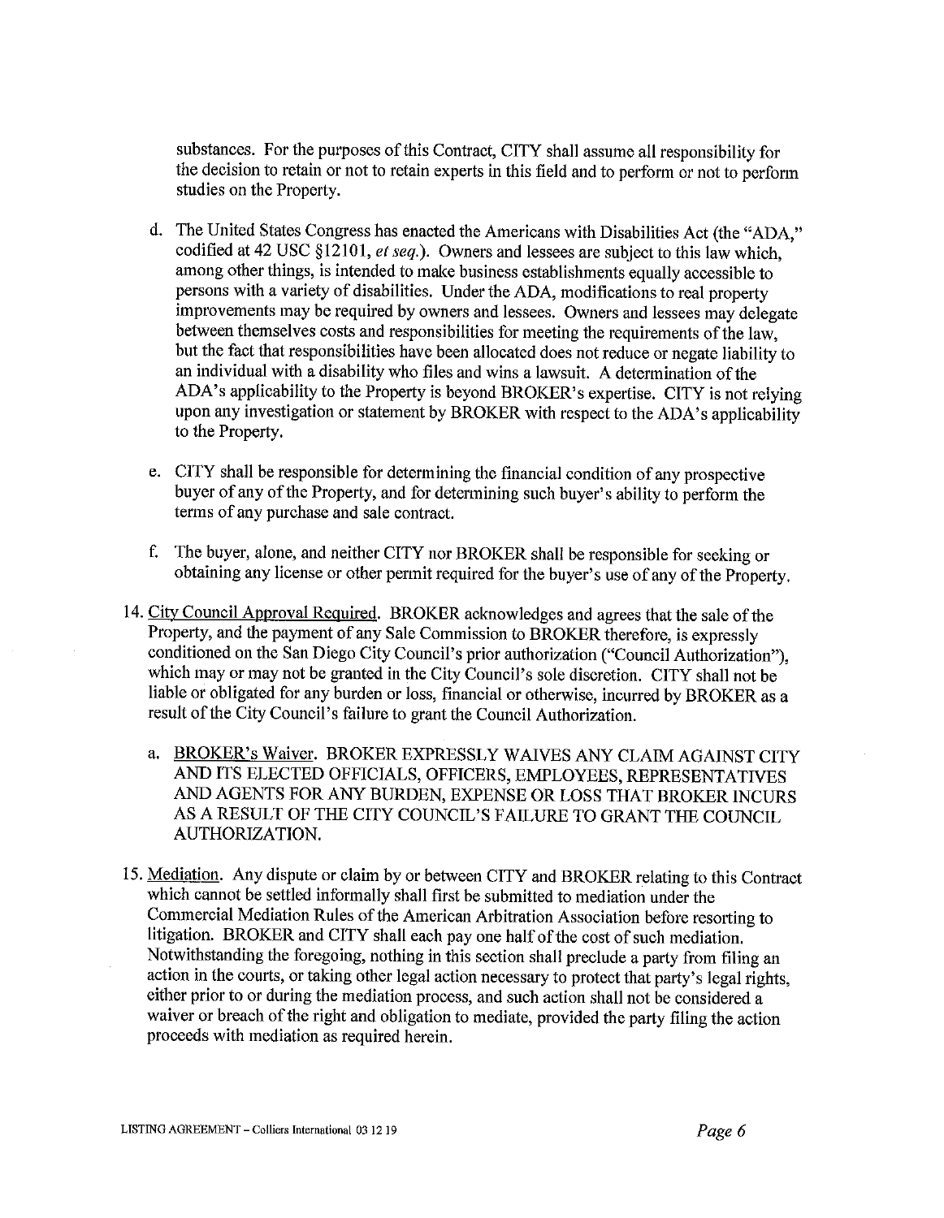substances. For the purposes of this Contract, CITY shall assume all responsibility for the decision to retain or not to retain experts in this field and to perform or not to perform studies on the Property.

d. The United States Congress has enacted the Americans with Disabilities Act (the "ADA," codified at 42 USC §12101, *et seq.*). Owners and lessees are subject to this law which, among other things, is intended to make business establishments equally accessible to persons with a variety of disabilities. Under the ADA, modifications to real property improvements may be required by owners and lessees. Owners and lessees may delegate between themselves costs and responsibilities for meeting the requirements of the law, but the fact that responsibilities have been allocated does not reduce or negate liability to an individual with a disability who files and wins a lawsuit. A determination of the ADA's applicability to the Property is beyond BROKER's expertise. CITY is not relying upon any investigation or statement by BROKER with respect to the ADA's applicability to the Property.

e. CITY shall be responsible for determining the financial condition of any prospective buyer of any of the Property, and for determining such buyer's ability to perform the terms of any purchase and sale contract.

f. The buyer, alone, and neither CITY nor BROKER shall be responsible for seeking or obtaining any license or other permit required for the buyer's use of any of the Property.

14. <u>City Council Approval Required</u>. BROKER acknowledges and agrees that the sale of the Property, and the payment of any Sale Commission to BROKER therefore, is expressly conditioned on the San Diego City Council's prior authorization ("Council Authorization"), which may or may not be granted in the City Council's sole discretion. CITY shall not be liable or obligated for any burden or loss, financial or otherwise, incurred by BROKER as a result of the City Council's failure to grant the Council Authorization.

   a. <u>BROKER's Waiver</u>. BROKER EXPRESSLY WAIVES ANY CLAIM AGAINST CITY AND ITS ELECTED OFFICIALS, OFFICERS, EMPLOYEES, REPRESENTATIVES AND AGENTS FOR ANY BURDEN, EXPENSE OR LOSS THAT BROKER INCURS AS A RESULT OF THE CITY COUNCIL'S FAILURE TO GRANT THE COUNCIL AUTHORIZATION.

15. <u>Mediation</u>. Any dispute or claim by or between CITY and BROKER relating to this Contract which cannot be settled informally shall first be submitted to mediation under the Commercial Mediation Rules of the American Arbitration Association before resorting to litigation. BROKER and CITY shall each pay one half of the cost of such mediation. Notwithstanding the foregoing, nothing in this section shall preclude a party from filing an action in the courts, or taking other legal action necessary to protect that party's legal rights, either prior to or during the mediation process, and such action shall not be considered a waiver or breach of the right and obligation to mediate, provided the party filing the action proceeds with mediation as required herein.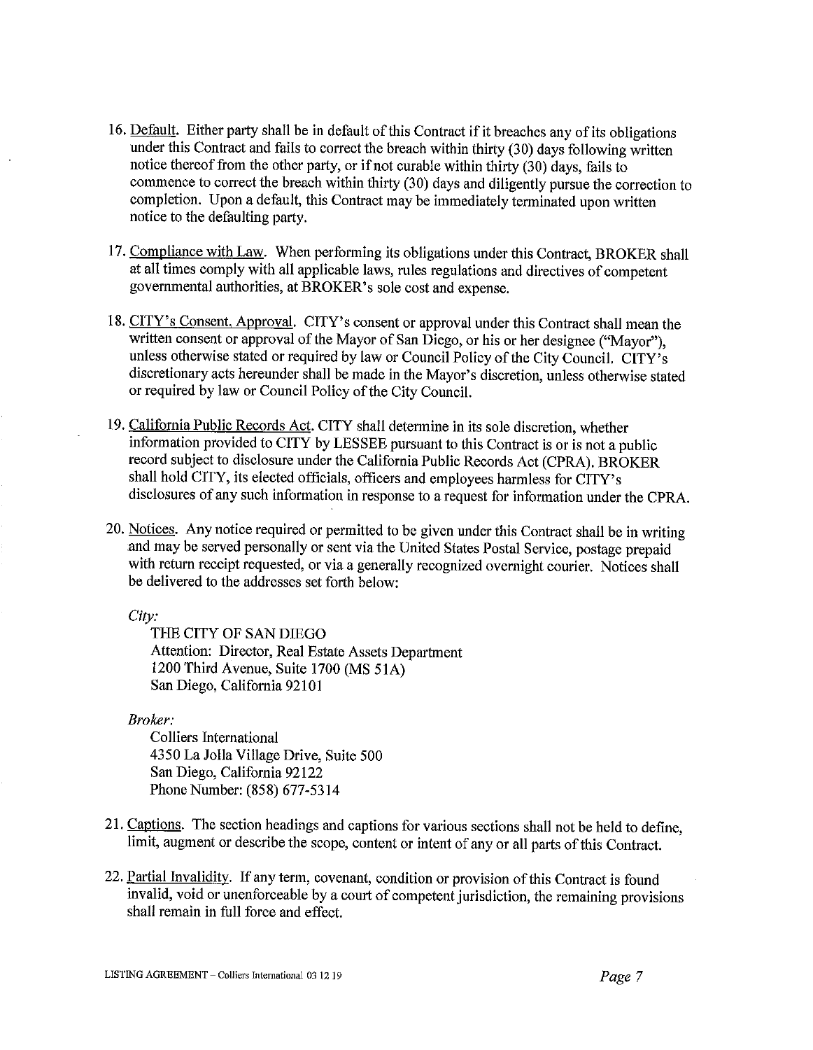16. Default. Either party shall be in default of this Contract if it breaches any of its obligations under this Contract and fails to correct the breach within thirty (30) days following written notice thereof from the other party, or if not curable within thirty (30) days, fails to commence to correct the breach within thirty (30) days and diligently pursue the correction to completion. Upon a default, this Contract may be immediately terminated upon written notice to the defaulting party.

17. Compliance with Law. When performing its obligations under this Contract, BROKER shall at all times comply with all applicable laws, rules regulations and directives of competent governmental authorities, at BROKER's sole cost and expense.

18. CITY's Consent. Approval. CITY's consent or approval under this Contract shall mean the written consent or approval of the Mayor of San Diego, or his or her designee ("Mayor"), unless otherwise stated or required by law or Council Policy of the City Council. CITY's discretionary acts hereunder shall be made in the Mayor's discretion, unless otherwise stated or required by law or Council Policy of the City Council.

19. California Public Records Act. CITY shall determine in its sole discretion, whether information provided to CITY by LESSEE pursuant to this Contract is or is not a public record subject to disclosure under the California Public Records Act (CPRA). BROKER shall hold CITY, its elected officials, officers and employees harmless for CITY's disclosures of any such information in response to a request for information under the CPRA.

20. Notices. Any notice required or permitted to be given under this Contract shall be in writing and may be served personally or sent via the United States Postal Service, postage prepaid with return receipt requested, or via a generally recognized overnight courier. Notices shall be delivered to the addresses set forth below:

    *City:*

    THE CITY OF SAN DIEGO
    Attention: Director, Real Estate Assets Department
    1200 Third Avenue, Suite 1700 (MS 51A)
    San Diego, California 92101

    *Broker:*

    Colliers International
    4350 La Jolla Village Drive, Suite 500
    San Diego, California 92122
    Phone Number: (858) 677-5314

21. Captions. The section headings and captions for various sections shall not be held to define, limit, augment or describe the scope, content or intent of any or all parts of this Contract.

22. Partial Invalidity. If any term, covenant, condition or provision of this Contract is found invalid, void or unenforceable by a court of competent jurisdiction, the remaining provisions shall remain in full force and effect.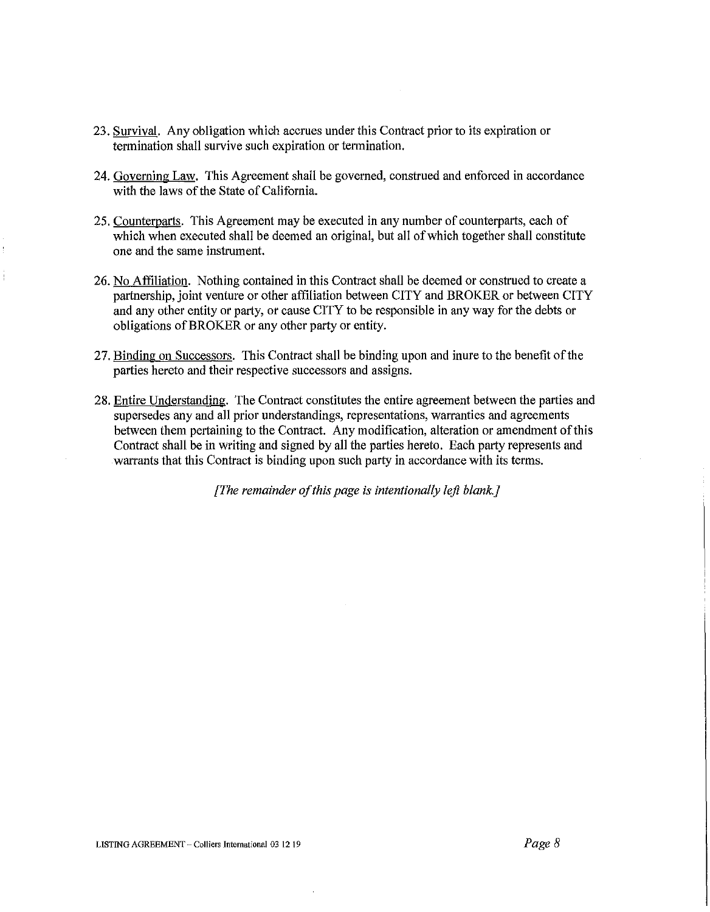23. Survival. Any obligation which accrues under this Contract prior to its expiration or termination shall survive such expiration or termination.

24. Governing Law. This Agreement shall be governed, construed and enforced in accordance with the laws of the State of California.

25. Counterparts. This Agreement may be executed in any number of counterparts, each of which when executed shall be deemed an original, but all of which together shall constitute one and the same instrument.

26. No Affiliation. Nothing contained in this Contract shall be deemed or construed to create a partnership, joint venture or other affiliation between CITY and BROKER or between CITY and any other entity or party, or cause CITY to be responsible in any way for the debts or obligations of BROKER or any other party or entity.

27. Binding on Successors. This Contract shall be binding upon and inure to the benefit of the parties hereto and their respective successors and assigns.

28. Entire Understanding. The Contract constitutes the entire agreement between the parties and supersedes any and all prior understandings, representations, warranties and agreements between them pertaining to the Contract. Any modification, alteration or amendment of this Contract shall be in writing and signed by all the parties hereto. Each party represents and warrants that this Contract is binding upon such party in accordance with its terms.

*[The remainder of this page is intentionally left blank.]*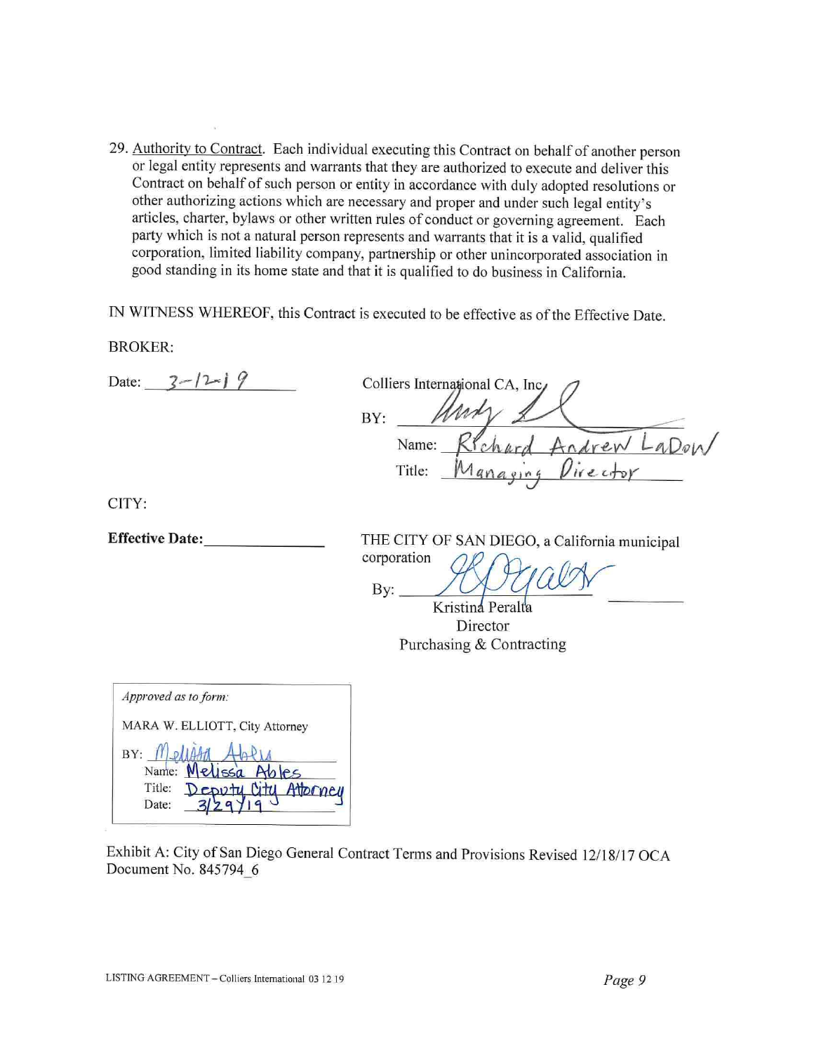29. Authority to Contract. Each individual executing this Contract on behalf of another person or legal entity represents and warrants that they are authorized to execute and deliver this Contract on behalf of such person or entity in accordance with duly adopted resolutions or other authorizing actions which are necessary and proper and under such legal entity's articles, charter, bylaws or other written rules of conduct or governing agreement. Each party which is not a natural person represents and warrants that it is a valid, qualified corporation, limited liability company, partnership or other unincorporated association in good standing in its home state and that it is qualified to do business in California.

IN WITNESS WHEREOF, this Contract is executed to be effective as of the Effective Date.

BROKER:

Date: 3-12-19

Colliers International CA, Inc.

BY: ______________________

Name: Richard Andrew LaDow

Title: Managing Director

CITY:

**Effective Date:** ______________

THE CITY OF SAN DIEGO, a California municipal corporation

By: ______________________

Kristina Peralta
Director
Purchasing & Contracting

*Approved as to form:*

MARA W. ELLIOTT, City Attorney

BY: ______________________

Name: Melissa Ables

Title: Deputy City Attorney

Date: 3/29/19

Exhibit A: City of San Diego General Contract Terms and Provisions Revised 12/18/17 OCA Document No. 845794_6

LISTING AGREEMENT – Colliers International 03 12 19